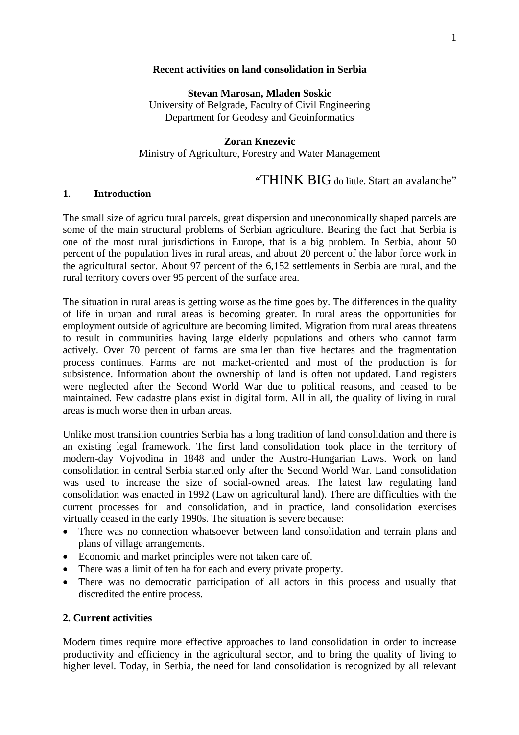# Recent activities on land consolidation in Serbia

**Stevan Marosan, Mladen Soskic**
University of Belgrade, Faculty of Civil Engineering
Department for Geodesy and Geoinformatics

**Zoran Knezevic**
Ministry of Agriculture, Forestry and Water Management

"THINK BIG do little. Start an avalanche"

## 1. Introduction

The small size of agricultural parcels, great dispersion and uneconomically shaped parcels are some of the main structural problems of Serbian agriculture. Bearing the fact that Serbia is one of the most rural jurisdictions in Europe, that is a big problem. In Serbia, about 50 percent of the population lives in rural areas, and about 20 percent of the labor force work in the agricultural sector. About 97 percent of the 6,152 settlements in Serbia are rural, and the rural territory covers over 95 percent of the surface area.

The situation in rural areas is getting worse as the time goes by. The differences in the quality of life in urban and rural areas is becoming greater. In rural areas the opportunities for employment outside of agriculture are becoming limited. Migration from rural areas threatens to result in communities having large elderly populations and others who cannot farm actively. Over 70 percent of farms are smaller than five hectares and the fragmentation process continues. Farms are not market-oriented and most of the production is for subsistence. Information about the ownership of land is often not updated. Land registers were neglected after the Second World War due to political reasons, and ceased to be maintained. Few cadastre plans exist in digital form. All in all, the quality of living in rural areas is much worse then in urban areas.

Unlike most transition countries Serbia has a long tradition of land consolidation and there is an existing legal framework. The first land consolidation took place in the territory of modern-day Vojvodina in 1848 and under the Austro-Hungarian Laws. Work on land consolidation in central Serbia started only after the Second World War. Land consolidation was used to increase the size of social-owned areas. The latest law regulating land consolidation was enacted in 1992 (Law on agricultural land). There are difficulties with the current processes for land consolidation, and in practice, land consolidation exercises virtually ceased in the early 1990s. The situation is severe because:

- There was no connection whatsoever between land consolidation and terrain plans and plans of village arrangements.
- Economic and market principles were not taken care of.
- There was a limit of ten ha for each and every private property.
- There was no democratic participation of all actors in this process and usually that discredited the entire process.

## 2. Current activities

Modern times require more effective approaches to land consolidation in order to increase productivity and efficiency in the agricultural sector, and to bring the quality of living to higher level. Today, in Serbia, the need for land consolidation is recognized by all relevant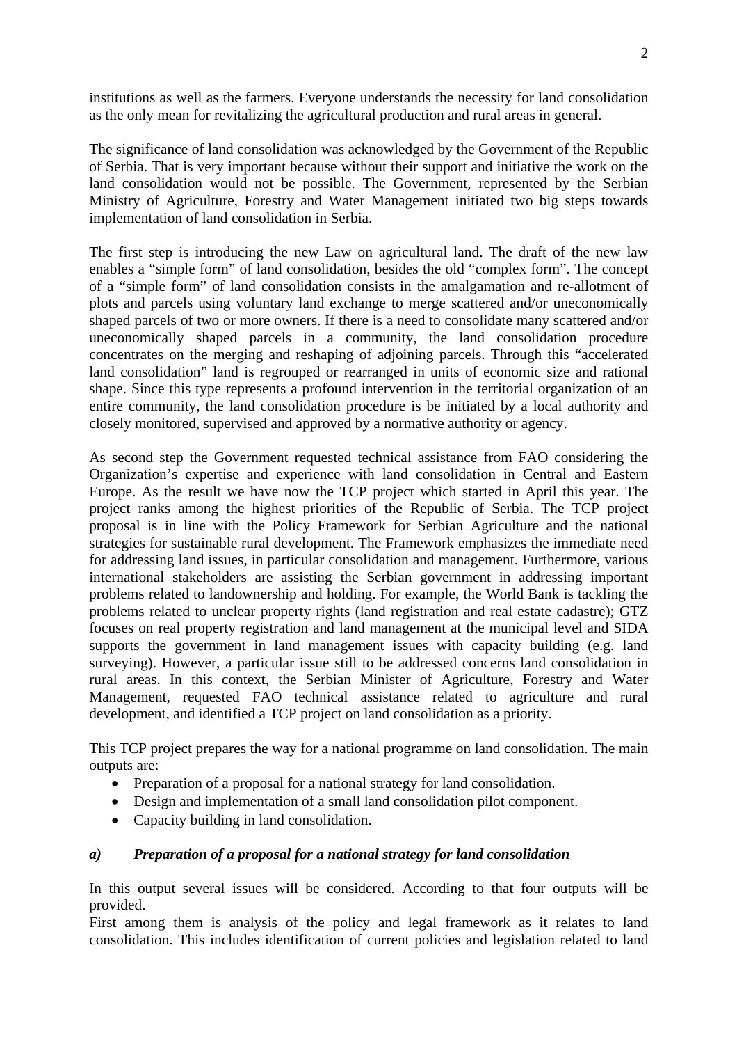institutions as well as the farmers. Everyone understands the necessity for land consolidation as the only mean for revitalizing the agricultural production and rural areas in general.

The significance of land consolidation was acknowledged by the Government of the Republic of Serbia. That is very important because without their support and initiative the work on the land consolidation would not be possible. The Government, represented by the Serbian Ministry of Agriculture, Forestry and Water Management initiated two big steps towards implementation of land consolidation in Serbia.

The first step is introducing the new Law on agricultural land. The draft of the new law enables a "simple form" of land consolidation, besides the old "complex form". The concept of a "simple form" of land consolidation consists in the amalgamation and re-allotment of plots and parcels using voluntary land exchange to merge scattered and/or uneconomically shaped parcels of two or more owners. If there is a need to consolidate many scattered and/or uneconomically shaped parcels in a community, the land consolidation procedure concentrates on the merging and reshaping of adjoining parcels. Through this "accelerated land consolidation" land is regrouped or rearranged in units of economic size and rational shape. Since this type represents a profound intervention in the territorial organization of an entire community, the land consolidation procedure is be initiated by a local authority and closely monitored, supervised and approved by a normative authority or agency.

As second step the Government requested technical assistance from FAO considering the Organization's expertise and experience with land consolidation in Central and Eastern Europe. As the result we have now the TCP project which started in April this year. The project ranks among the highest priorities of the Republic of Serbia. The TCP project proposal is in line with the Policy Framework for Serbian Agriculture and the national strategies for sustainable rural development. The Framework emphasizes the immediate need for addressing land issues, in particular consolidation and management. Furthermore, various international stakeholders are assisting the Serbian government in addressing important problems related to landownership and holding. For example, the World Bank is tackling the problems related to unclear property rights (land registration and real estate cadastre); GTZ focuses on real property registration and land management at the municipal level and SIDA supports the government in land management issues with capacity building (e.g. land surveying). However, a particular issue still to be addressed concerns land consolidation in rural areas. In this context, the Serbian Minister of Agriculture, Forestry and Water Management, requested FAO technical assistance related to agriculture and rural development, and identified a TCP project on land consolidation as a priority.

This TCP project prepares the way for a national programme on land consolidation. The main outputs are:

- Preparation of a proposal for a national strategy for land consolidation.
- Design and implementation of a small land consolidation pilot component.
- Capacity building in land consolidation.

### *a) Preparation of a proposal for a national strategy for land consolidation*

In this output several issues will be considered. According to that four outputs will be provided.

First among them is analysis of the policy and legal framework as it relates to land consolidation. This includes identification of current policies and legislation related to land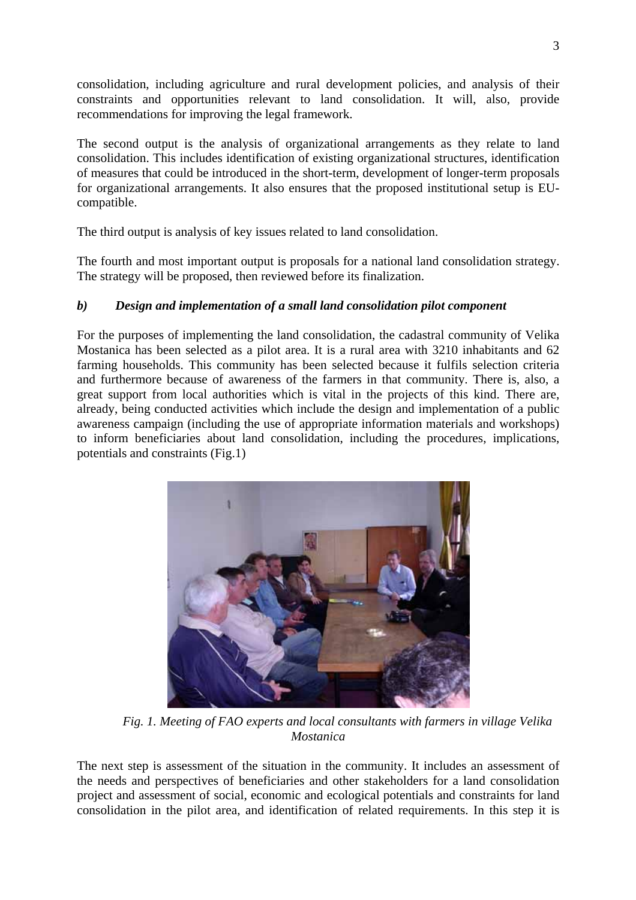consolidation, including agriculture and rural development policies, and analysis of their constraints and opportunities relevant to land consolidation. It will, also, provide recommendations for improving the legal framework.

The second output is the analysis of organizational arrangements as they relate to land consolidation. This includes identification of existing organizational structures, identification of measures that could be introduced in the short-term, development of longer-term proposals for organizational arrangements. It also ensures that the proposed institutional setup is EU-compatible.

The third output is analysis of key issues related to land consolidation.

The fourth and most important output is proposals for a national land consolidation strategy. The strategy will be proposed, then reviewed before its finalization.

### *b) Design and implementation of a small land consolidation pilot component*

For the purposes of implementing the land consolidation, the cadastral community of Velika Mostanica has been selected as a pilot area. It is a rural area with 3210 inhabitants and 62 farming households. This community has been selected because it fulfils selection criteria and furthermore because of awareness of the farmers in that community. There is, also, a great support from local authorities which is vital in the projects of this kind. There are, already, being conducted activities which include the design and implementation of a public awareness campaign (including the use of appropriate information materials and workshops) to inform beneficiaries about land consolidation, including the procedures, implications, potentials and constraints (Fig.1)

*Fig. 1. Meeting of FAO experts and local consultants with farmers in village Velika Mostanica*

The next step is assessment of the situation in the community. It includes an assessment of the needs and perspectives of beneficiaries and other stakeholders for a land consolidation project and assessment of social, economic and ecological potentials and constraints for land consolidation in the pilot area, and identification of related requirements. In this step it is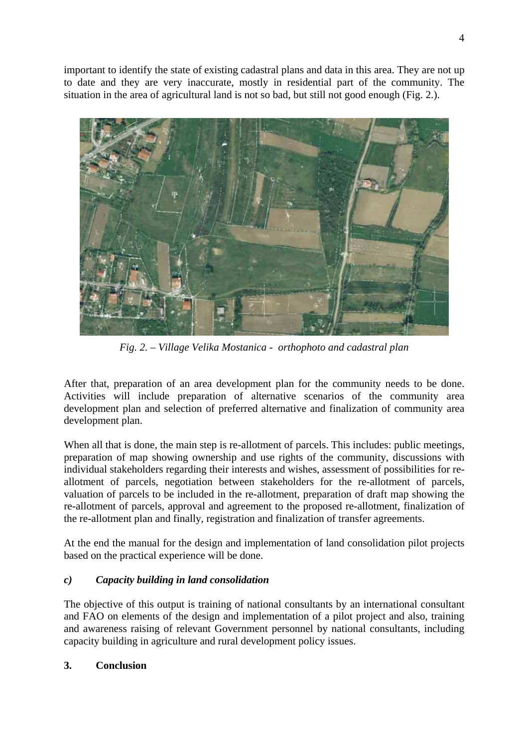important to identify the state of existing cadastral plans and data in this area. They are not up to date and they are very inaccurate, mostly in residential part of the community. The situation in the area of agricultural land is not so bad, but still not good enough (Fig. 2.).

*Fig. 2. – Village Velika Mostanica - orthophoto and cadastral plan*

After that, preparation of an area development plan for the community needs to be done. Activities will include preparation of alternative scenarios of the community area development plan and selection of preferred alternative and finalization of community area development plan.

When all that is done, the main step is re-allotment of parcels. This includes: public meetings, preparation of map showing ownership and use rights of the community, discussions with individual stakeholders regarding their interests and wishes, assessment of possibilities for re-allotment of parcels, negotiation between stakeholders for the re-allotment of parcels, valuation of parcels to be included in the re-allotment, preparation of draft map showing the re-allotment of parcels, approval and agreement to the proposed re-allotment, finalization of the re-allotment plan and finally, registration and finalization of transfer agreements.

At the end the manual for the design and implementation of land consolidation pilot projects based on the practical experience will be done.

### *c) Capacity building in land consolidation*

The objective of this output is training of national consultants by an international consultant and FAO on elements of the design and implementation of a pilot project and also, training and awareness raising of relevant Government personnel by national consultants, including capacity building in agriculture and rural development policy issues.

## 3. Conclusion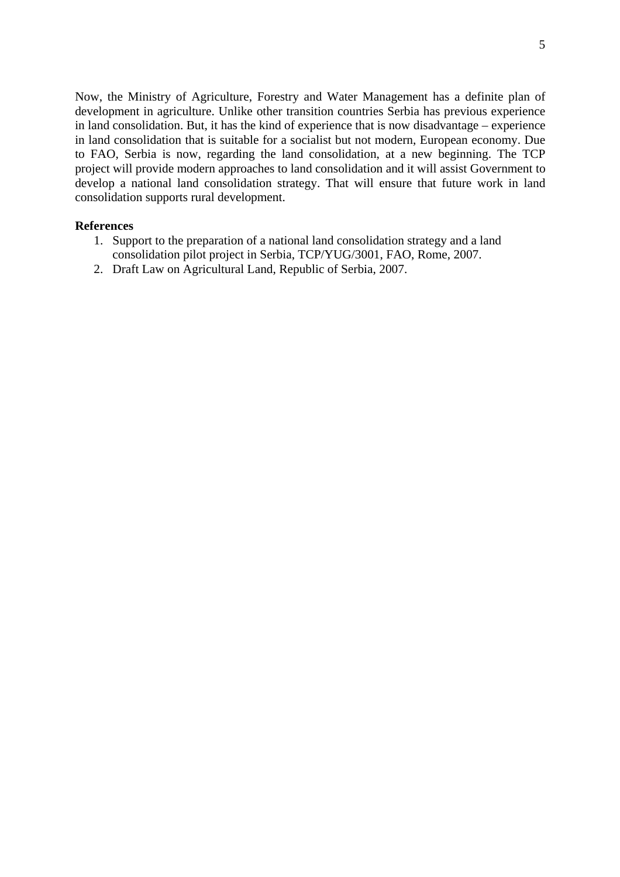Now, the Ministry of Agriculture, Forestry and Water Management has a definite plan of development in agriculture. Unlike other transition countries Serbia has previous experience in land consolidation. But, it has the kind of experience that is now disadvantage – experience in land consolidation that is suitable for a socialist but not modern, European economy. Due to FAO, Serbia is now, regarding the land consolidation, at a new beginning. The TCP project will provide modern approaches to land consolidation and it will assist Government to develop a national land consolidation strategy. That will ensure that future work in land consolidation supports rural development.

**References**

1. Support to the preparation of a national land consolidation strategy and a land consolidation pilot project in Serbia, TCP/YUG/3001, FAO, Rome, 2007.
2. Draft Law on Agricultural Land, Republic of Serbia, 2007.